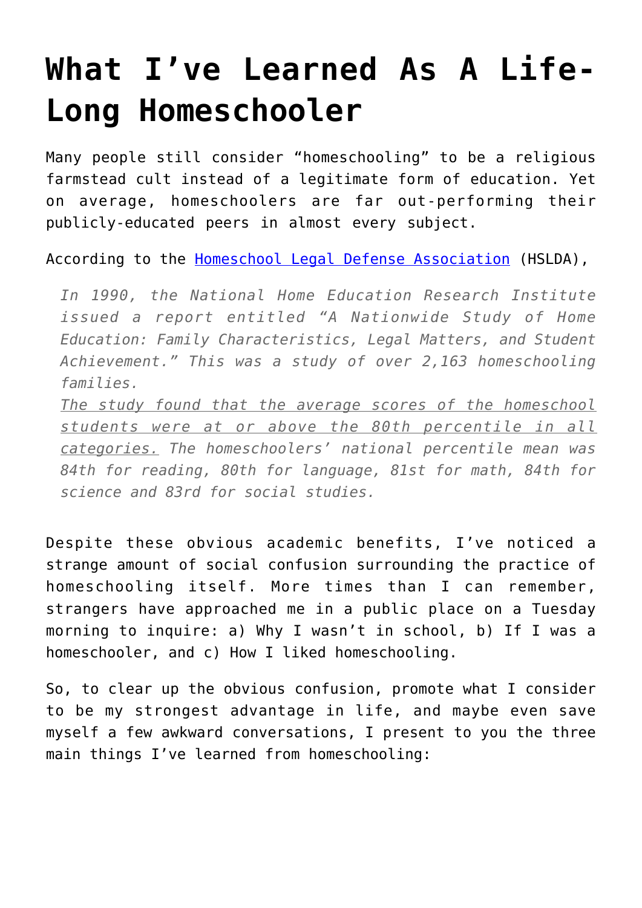# What I've Learned As A Life-Long Homeschooler

Many people still consider "homeschooling" to be a religious farmstead cult instead of a legitimate form of education. Yet on average, homeschoolers are far out-performing their publicly-educated peers in almost every subject.

According to the [Homeschool Legal Defense Association](#) (HSLDA),

> *In 1990, the National Home Education Research Institute issued a report entitled "A Nationwide Study of Home Education: Family Characteristics, Legal Matters, and Student Achievement." This was a study of over 2,163 homeschooling families.*
>
> *<u>The study found that the average scores of the homeschool students were at or above the 80th percentile in all categories.</u> The homeschoolers' national percentile mean was 84th for reading, 80th for language, 81st for math, 84th for science and 83rd for social studies.*

Despite these obvious academic benefits, I've noticed a strange amount of social confusion surrounding the practice of homeschooling itself. More times than I can remember, strangers have approached me in a public place on a Tuesday morning to inquire: a) Why I wasn't in school, b) If I was a homeschooler, and c) How I liked homeschooling.

So, to clear up the obvious confusion, promote what I consider to be my strongest advantage in life, and maybe even save myself a few awkward conversations, I present to you the three main things I've learned from homeschooling: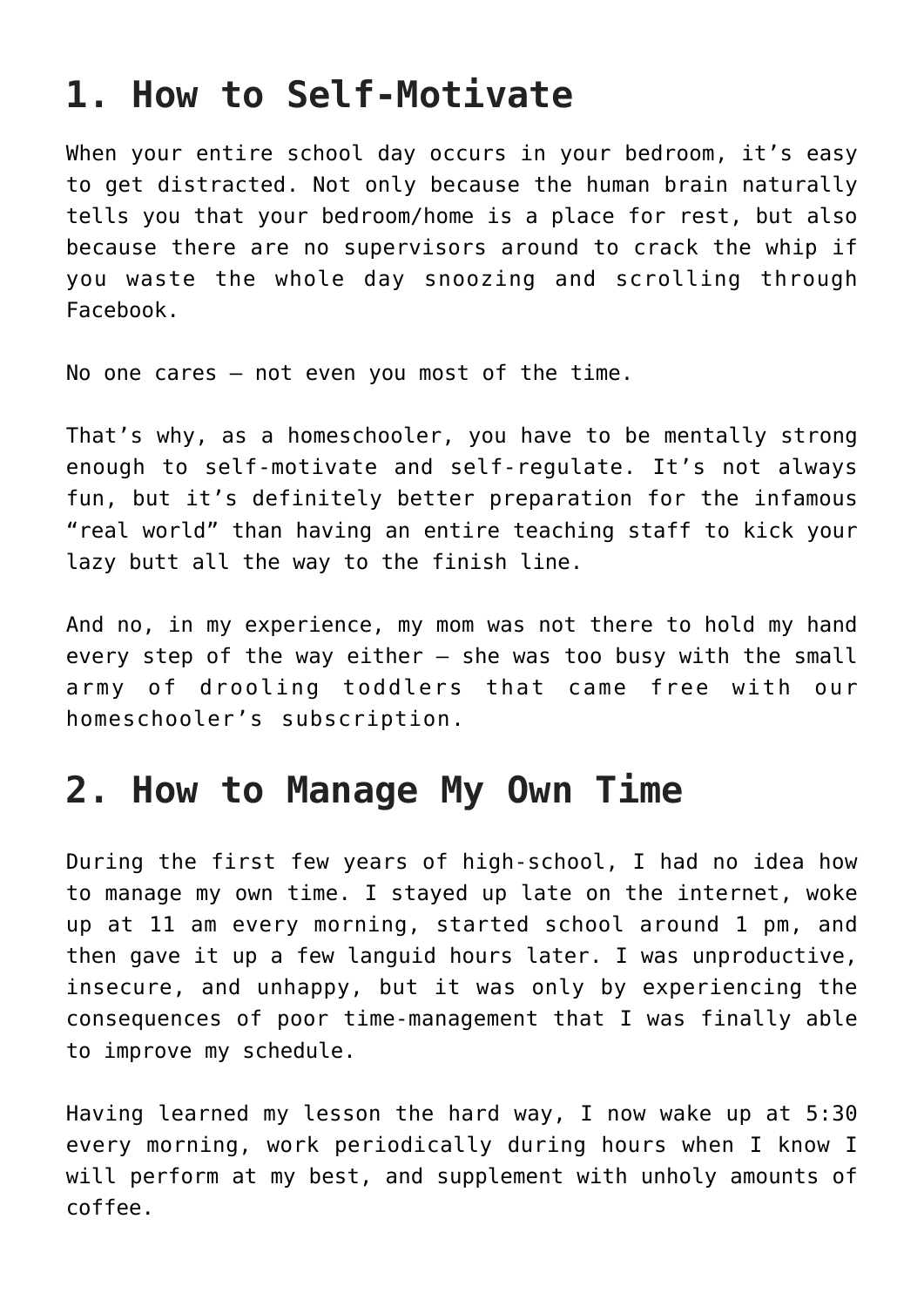## 1. How to Self-Motivate

When your entire school day occurs in your bedroom, it's easy to get distracted. Not only because the human brain naturally tells you that your bedroom/home is a place for rest, but also because there are no supervisors around to crack the whip if you waste the whole day snoozing and scrolling through Facebook.

No one cares – not even you most of the time.

That's why, as a homeschooler, you have to be mentally strong enough to self-motivate and self-regulate. It's not always fun, but it's definitely better preparation for the infamous "real world" than having an entire teaching staff to kick your lazy butt all the way to the finish line.

And no, in my experience, my mom was not there to hold my hand every step of the way either – she was too busy with the small army of drooling toddlers that came free with our homeschooler's subscription.

## 2. How to Manage My Own Time

During the first few years of high-school, I had no idea how to manage my own time. I stayed up late on the internet, woke up at 11 am every morning, started school around 1 pm, and then gave it up a few languid hours later. I was unproductive, insecure, and unhappy, but it was only by experiencing the consequences of poor time-management that I was finally able to improve my schedule.

Having learned my lesson the hard way, I now wake up at 5:30 every morning, work periodically during hours when I know I will perform at my best, and supplement with unholy amounts of coffee.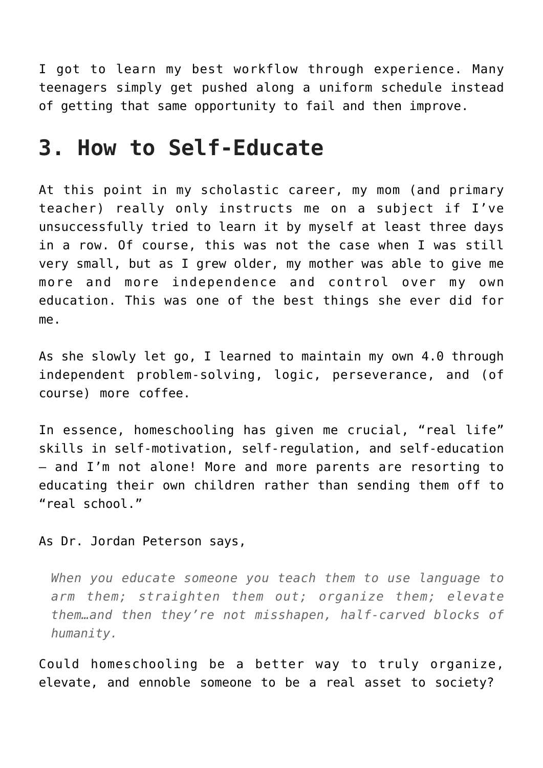I got to learn my best workflow through experience. Many teenagers simply get pushed along a uniform schedule instead of getting that same opportunity to fail and then improve.

## 3. How to Self-Educate

At this point in my scholastic career, my mom (and primary teacher) really only instructs me on a subject if I've unsuccessfully tried to learn it by myself at least three days in a row. Of course, this was not the case when I was still very small, but as I grew older, my mother was able to give me more and more independence and control over my own education. This was one of the best things she ever did for me.

As she slowly let go, I learned to maintain my own 4.0 through independent problem-solving, logic, perseverance, and (of course) more coffee.

In essence, homeschooling has given me crucial, "real life" skills in self-motivation, self-regulation, and self-education – and I'm not alone! More and more parents are resorting to educating their own children rather than sending them off to "real school."

As Dr. Jordan Peterson says,

> *When you educate someone you teach them to use language to arm them; straighten them out; organize them; elevate them…and then they're not misshapen, half-carved blocks of humanity.*

Could homeschooling be a better way to truly organize, elevate, and ennoble someone to be a real asset to society?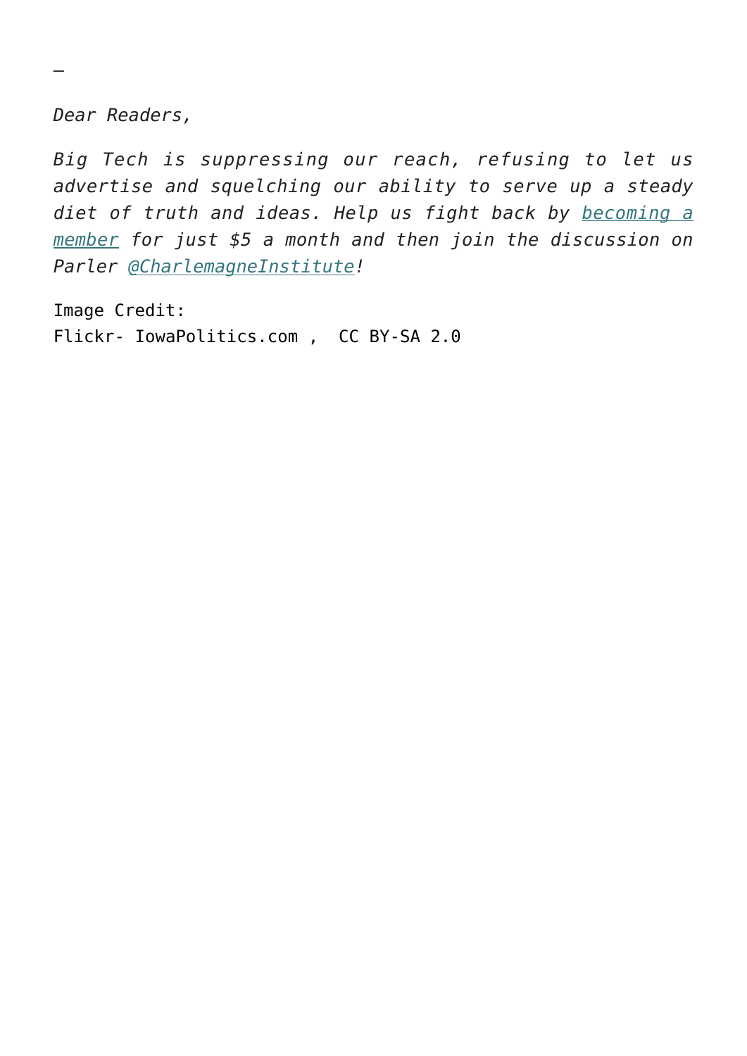—

*Dear Readers,*

*Big Tech is suppressing our reach, refusing to let us advertise and squelching our ability to serve up a steady diet of truth and ideas. Help us fight back by [becoming a member](#) for just $5 a month and then join the discussion on Parler [@CharlemagneInstitute](#)!*

Image Credit:
Flickr- IowaPolitics.com , CC BY-SA 2.0